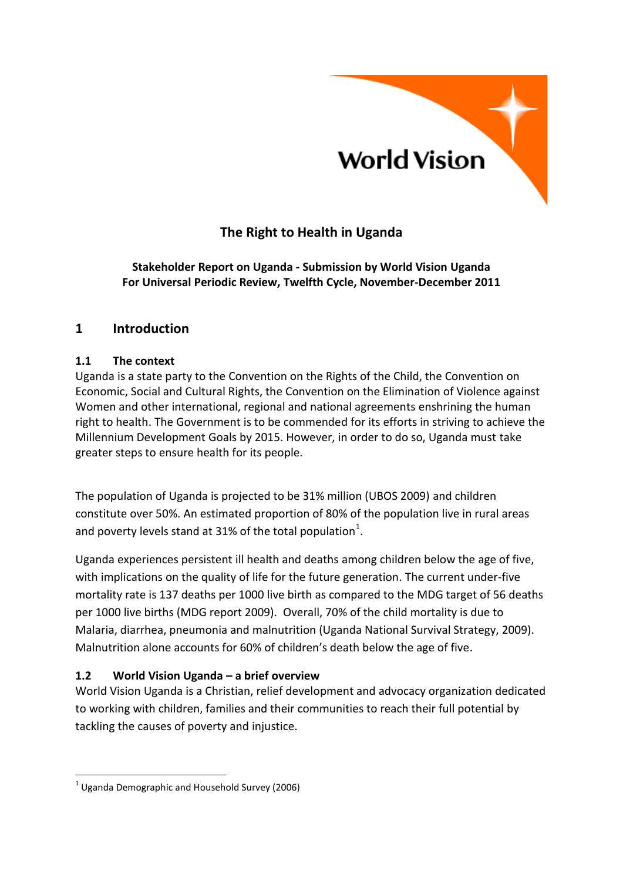World Vision

# The Right to Health in Uganda

**Stakeholder Report on Uganda - Submission by World Vision Uganda**
**For Universal Periodic Review, Twelfth Cycle, November-December 2011**

## 1 Introduction

### 1.1 The context

Uganda is a state party to the Convention on the Rights of the Child, the Convention on Economic, Social and Cultural Rights, the Convention on the Elimination of Violence against Women and other international, regional and national agreements enshrining the human right to health. The Government is to be commended for its efforts in striving to achieve the Millennium Development Goals by 2015. However, in order to do so, Uganda must take greater steps to ensure health for its people.

The population of Uganda is projected to be 31% million (UBOS 2009) and children constitute over 50%. An estimated proportion of 80% of the population live in rural areas and poverty levels stand at 31% of the total population[1].

Uganda experiences persistent ill health and deaths among children below the age of five, with implications on the quality of life for the future generation. The current under-five mortality rate is 137 deaths per 1000 live birth as compared to the MDG target of 56 deaths per 1000 live births (MDG report 2009). Overall, 70% of the child mortality is due to Malaria, diarrhea, pneumonia and malnutrition (Uganda National Survival Strategy, 2009). Malnutrition alone accounts for 60% of children's death below the age of five.

### 1.2 World Vision Uganda – a brief overview

World Vision Uganda is a Christian, relief development and advocacy organization dedicated to working with children, families and their communities to reach their full potential by tackling the causes of poverty and injustice.

[1] Uganda Demographic and Household Survey (2006)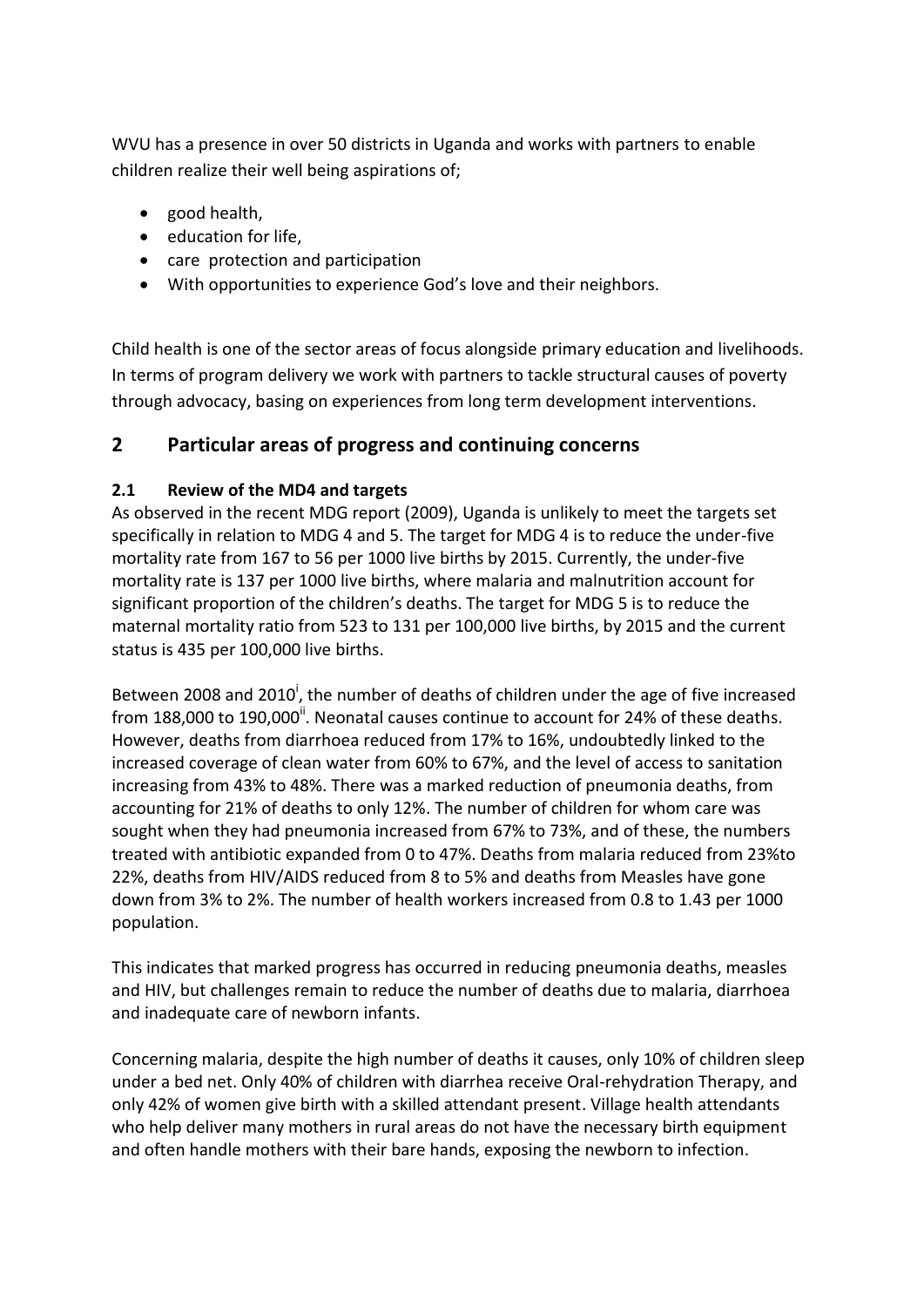WVU has a presence in over 50 districts in Uganda and works with partners to enable children realize their well being aspirations of;

- good health,
- education for life,
- care protection and participation
- With opportunities to experience God's love and their neighbors.

Child health is one of the sector areas of focus alongside primary education and livelihoods. In terms of program delivery we work with partners to tackle structural causes of poverty through advocacy, basing on experiences from long term development interventions.

## 2 Particular areas of progress and continuing concerns

### 2.1 Review of the MD4 and targets

As observed in the recent MDG report (2009), Uganda is unlikely to meet the targets set specifically in relation to MDG 4 and 5. The target for MDG 4 is to reduce the under-five mortality rate from 167 to 56 per 1000 live births by 2015. Currently, the under-five mortality rate is 137 per 1000 live births, where malaria and malnutrition account for significant proportion of the children's deaths. The target for MDG 5 is to reduce the maternal mortality ratio from 523 to 131 per 100,000 live births, by 2015 and the current status is 435 per 100,000 live births.

Between 2008 and 2010[i], the number of deaths of children under the age of five increased from 188,000 to 190,000[ii]. Neonatal causes continue to account for 24% of these deaths. However, deaths from diarrhoea reduced from 17% to 16%, undoubtedly linked to the increased coverage of clean water from 60% to 67%, and the level of access to sanitation increasing from 43% to 48%. There was a marked reduction of pneumonia deaths, from accounting for 21% of deaths to only 12%. The number of children for whom care was sought when they had pneumonia increased from 67% to 73%, and of these, the numbers treated with antibiotic expanded from 0 to 47%. Deaths from malaria reduced from 23%to 22%, deaths from HIV/AIDS reduced from 8 to 5% and deaths from Measles have gone down from 3% to 2%. The number of health workers increased from 0.8 to 1.43 per 1000 population.

This indicates that marked progress has occurred in reducing pneumonia deaths, measles and HIV, but challenges remain to reduce the number of deaths due to malaria, diarrhoea and inadequate care of newborn infants.

Concerning malaria, despite the high number of deaths it causes, only 10% of children sleep under a bed net. Only 40% of children with diarrhea receive Oral-rehydration Therapy, and only 42% of women give birth with a skilled attendant present. Village health attendants who help deliver many mothers in rural areas do not have the necessary birth equipment and often handle mothers with their bare hands, exposing the newborn to infection.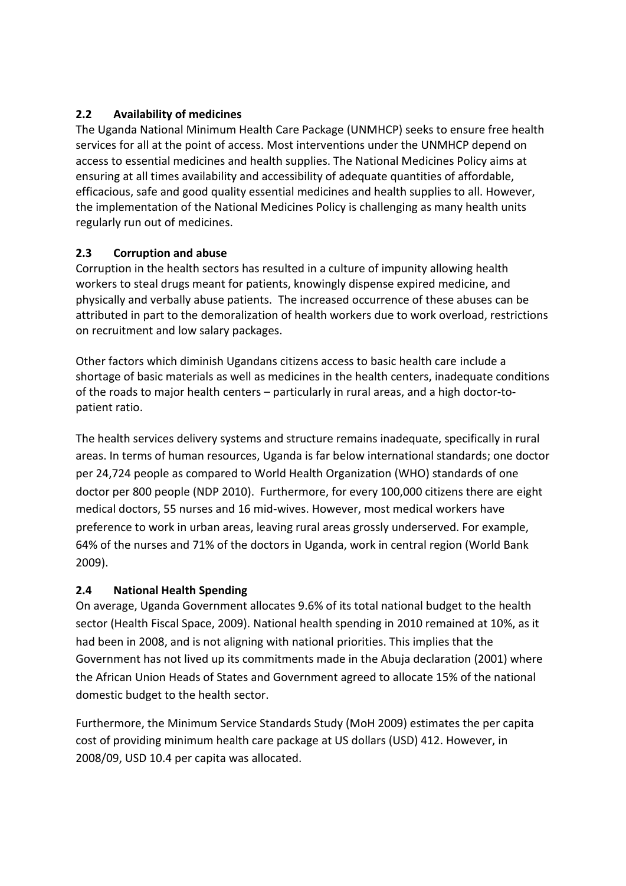## 2.2 Availability of medicines

The Uganda National Minimum Health Care Package (UNMHCP) seeks to ensure free health services for all at the point of access. Most interventions under the UNMHCP depend on access to essential medicines and health supplies. The National Medicines Policy aims at ensuring at all times availability and accessibility of adequate quantities of affordable, efficacious, safe and good quality essential medicines and health supplies to all. However, the implementation of the National Medicines Policy is challenging as many health units regularly run out of medicines.

## 2.3 Corruption and abuse

Corruption in the health sectors has resulted in a culture of impunity allowing health workers to steal drugs meant for patients, knowingly dispense expired medicine, and physically and verbally abuse patients. The increased occurrence of these abuses can be attributed in part to the demoralization of health workers due to work overload, restrictions on recruitment and low salary packages.

Other factors which diminish Ugandans citizens access to basic health care include a shortage of basic materials as well as medicines in the health centers, inadequate conditions of the roads to major health centers – particularly in rural areas, and a high doctor-to-patient ratio.

The health services delivery systems and structure remains inadequate, specifically in rural areas. In terms of human resources, Uganda is far below international standards; one doctor per 24,724 people as compared to World Health Organization (WHO) standards of one doctor per 800 people (NDP 2010). Furthermore, for every 100,000 citizens there are eight medical doctors, 55 nurses and 16 mid-wives. However, most medical workers have preference to work in urban areas, leaving rural areas grossly underserved. For example, 64% of the nurses and 71% of the doctors in Uganda, work in central region (World Bank 2009).

## 2.4 National Health Spending

On average, Uganda Government allocates 9.6% of its total national budget to the health sector (Health Fiscal Space, 2009). National health spending in 2010 remained at 10%, as it had been in 2008, and is not aligning with national priorities. This implies that the Government has not lived up its commitments made in the Abuja declaration (2001) where the African Union Heads of States and Government agreed to allocate 15% of the national domestic budget to the health sector.

Furthermore, the Minimum Service Standards Study (MoH 2009) estimates the per capita cost of providing minimum health care package at US dollars (USD) 412. However, in 2008/09, USD 10.4 per capita was allocated.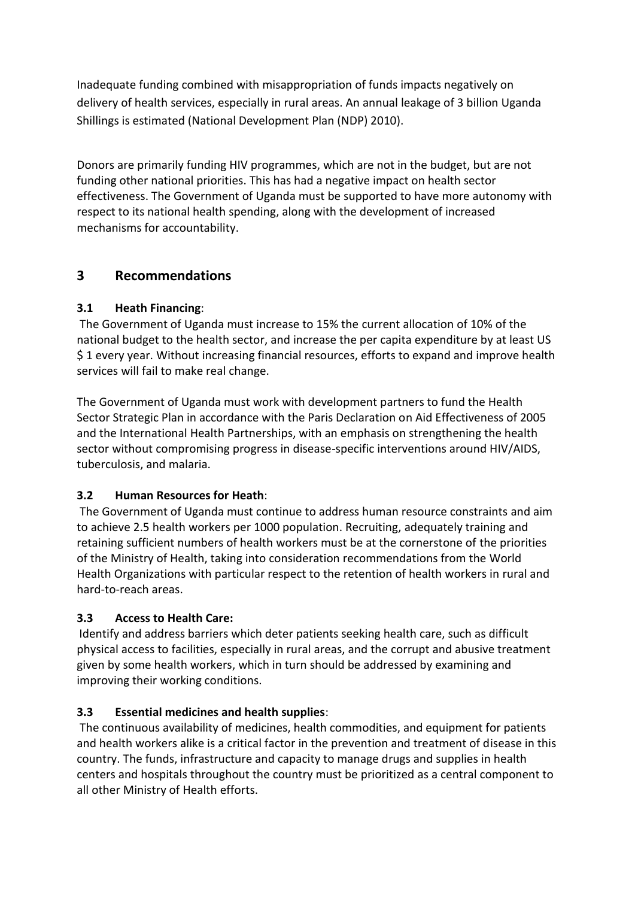Inadequate funding combined with misappropriation of funds impacts negatively on delivery of health services, especially in rural areas. An annual leakage of 3 billion Uganda Shillings is estimated (National Development Plan (NDP) 2010).

Donors are primarily funding HIV programmes, which are not in the budget, but are not funding other national priorities. This has had a negative impact on health sector effectiveness. The Government of Uganda must be supported to have more autonomy with respect to its national health spending, along with the development of increased mechanisms for accountability.

## 3 Recommendations

### 3.1 Heath Financing:

The Government of Uganda must increase to 15% the current allocation of 10% of the national budget to the health sector, and increase the per capita expenditure by at least US $ 1 every year. Without increasing financial resources, efforts to expand and improve health services will fail to make real change.

The Government of Uganda must work with development partners to fund the Health Sector Strategic Plan in accordance with the Paris Declaration on Aid Effectiveness of 2005 and the International Health Partnerships, with an emphasis on strengthening the health sector without compromising progress in disease-specific interventions around HIV/AIDS, tuberculosis, and malaria.

### 3.2 Human Resources for Heath:

The Government of Uganda must continue to address human resource constraints and aim to achieve 2.5 health workers per 1000 population. Recruiting, adequately training and retaining sufficient numbers of health workers must be at the cornerstone of the priorities of the Ministry of Health, taking into consideration recommendations from the World Health Organizations with particular respect to the retention of health workers in rural and hard-to-reach areas.

### 3.3 Access to Health Care:

Identify and address barriers which deter patients seeking health care, such as difficult physical access to facilities, especially in rural areas, and the corrupt and abusive treatment given by some health workers, which in turn should be addressed by examining and improving their working conditions.

### 3.3 Essential medicines and health supplies:

The continuous availability of medicines, health commodities, and equipment for patients and health workers alike is a critical factor in the prevention and treatment of disease in this country. The funds, infrastructure and capacity to manage drugs and supplies in health centers and hospitals throughout the country must be prioritized as a central component to all other Ministry of Health efforts.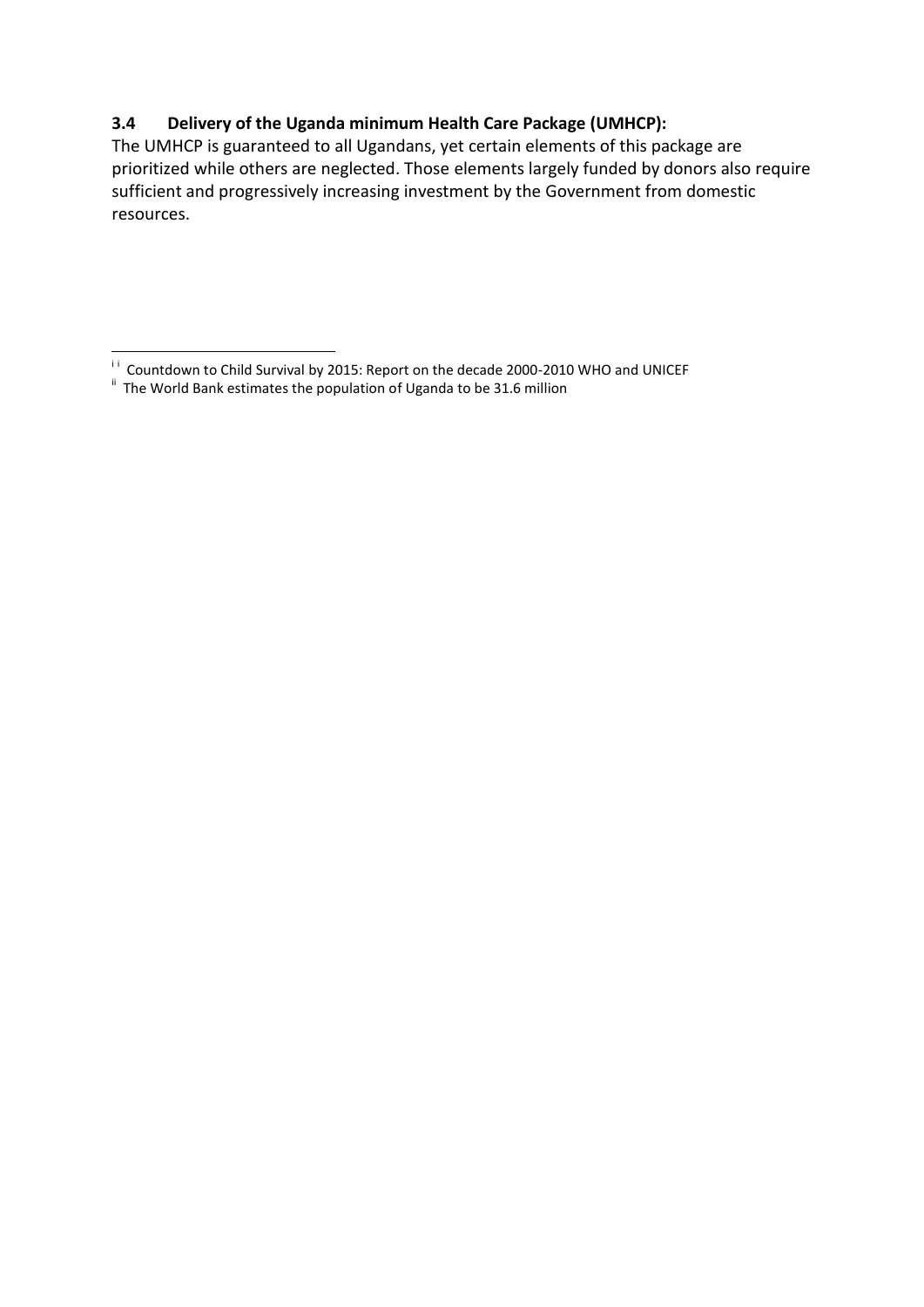### 3.4 Delivery of the Uganda minimum Health Care Package (UMHCP):

The UMHCP is guaranteed to all Ugandans, yet certain elements of this package are prioritized while others are neglected. Those elements largely funded by donors also require sufficient and progressively increasing investment by the Government from domestic resources.

---

[i] Countdown to Child Survival by 2015: Report on the decade 2000-2010 WHO and UNICEF

[ii] The World Bank estimates the population of Uganda to be 31.6 million